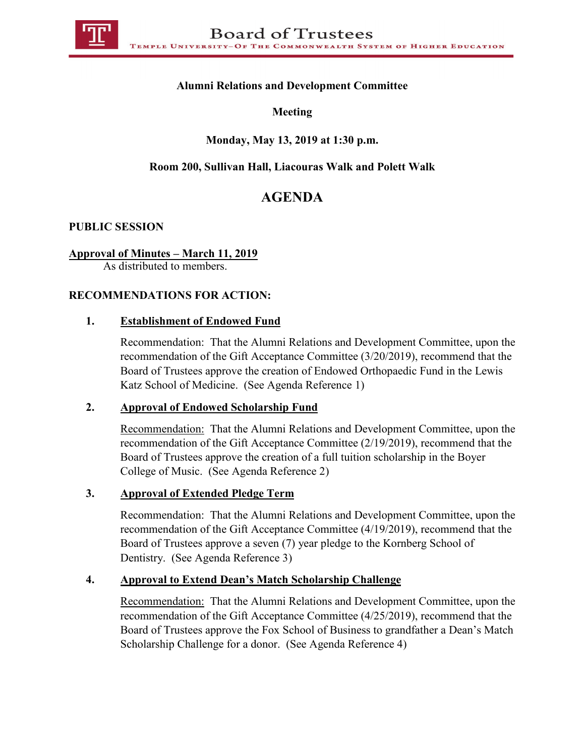# Board of Trustees

TEMPLE UNIVERSITY–OF THE COMMONWEALTH SYSTEM OF HIGHER EDUCATION

**Alumni Relations and Development Committee**

**Meeting**

**Monday, May 13, 2019 at 1:30 p.m.**

**Room 200, Sullivan Hall, Liacouras Walk and Polett Walk**

## AGENDA

**PUBLIC SESSION**

**Approval of Minutes – March 11, 2019**
As distributed to members.

**RECOMMENDATIONS FOR ACTION:**

1. **Establishment of Endowed Fund**

   Recommendation: That the Alumni Relations and Development Committee, upon the recommendation of the Gift Acceptance Committee (3/20/2019), recommend that the Board of Trustees approve the creation of Endowed Orthopaedic Fund in the Lewis Katz School of Medicine. (See Agenda Reference 1)

2. **Approval of Endowed Scholarship Fund**

   Recommendation: That the Alumni Relations and Development Committee, upon the recommendation of the Gift Acceptance Committee (2/19/2019), recommend that the Board of Trustees approve the creation of a full tuition scholarship in the Boyer College of Music. (See Agenda Reference 2)

3. **Approval of Extended Pledge Term**

   Recommendation: That the Alumni Relations and Development Committee, upon the recommendation of the Gift Acceptance Committee (4/19/2019), recommend that the Board of Trustees approve a seven (7) year pledge to the Kornberg School of Dentistry. (See Agenda Reference 3)

4. **Approval to Extend Dean's Match Scholarship Challenge**

   Recommendation: That the Alumni Relations and Development Committee, upon the recommendation of the Gift Acceptance Committee (4/25/2019), recommend that the Board of Trustees approve the Fox School of Business to grandfather a Dean's Match Scholarship Challenge for a donor. (See Agenda Reference 4)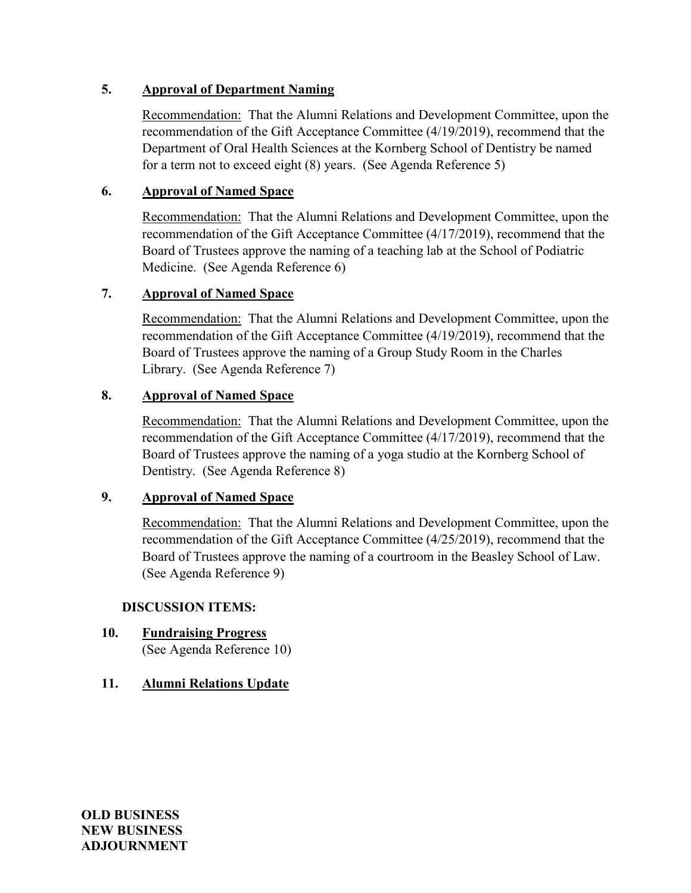**5. Approval of Department Naming**

Recommendation: That the Alumni Relations and Development Committee, upon the recommendation of the Gift Acceptance Committee (4/19/2019), recommend that the Department of Oral Health Sciences at the Kornberg School of Dentistry be named for a term not to exceed eight (8) years. (See Agenda Reference 5)

**6. Approval of Named Space**

Recommendation: That the Alumni Relations and Development Committee, upon the recommendation of the Gift Acceptance Committee (4/17/2019), recommend that the Board of Trustees approve the naming of a teaching lab at the School of Podiatric Medicine. (See Agenda Reference 6)

**7. Approval of Named Space**

Recommendation: That the Alumni Relations and Development Committee, upon the recommendation of the Gift Acceptance Committee (4/19/2019), recommend that the Board of Trustees approve the naming of a Group Study Room in the Charles Library. (See Agenda Reference 7)

**8. Approval of Named Space**

Recommendation: That the Alumni Relations and Development Committee, upon the recommendation of the Gift Acceptance Committee (4/17/2019), recommend that the Board of Trustees approve the naming of a yoga studio at the Kornberg School of Dentistry. (See Agenda Reference 8)

**9. Approval of Named Space**

Recommendation: That the Alumni Relations and Development Committee, upon the recommendation of the Gift Acceptance Committee (4/25/2019), recommend that the Board of Trustees approve the naming of a courtroom in the Beasley School of Law. (See Agenda Reference 9)

**DISCUSSION ITEMS:**

**10. Fundraising Progress**
(See Agenda Reference 10)

**11. Alumni Relations Update**

**OLD BUSINESS**
**NEW BUSINESS**
**ADJOURNMENT**